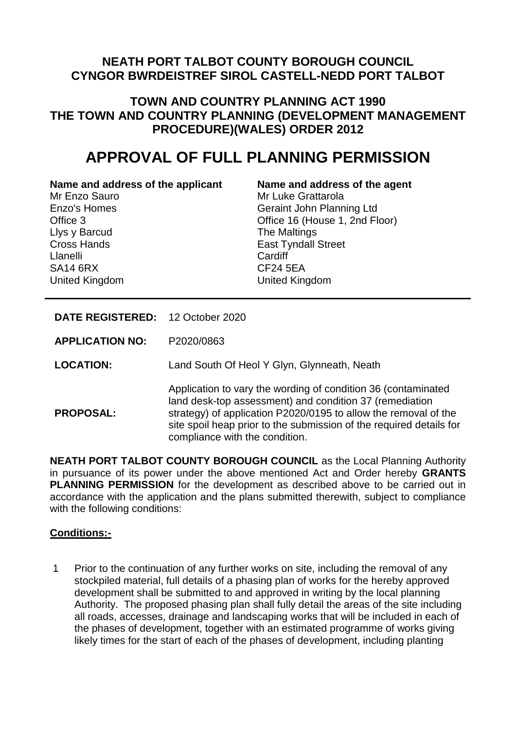# NEATH PORT TALBOT COUNTY BOROUGH COUNCIL
# CYNGOR BWRDEISTREF SIROL CASTELL-NEDD PORT TALBOT

## TOWN AND COUNTRY PLANNING ACT 1990
## THE TOWN AND COUNTRY PLANNING (DEVELOPMENT MANAGEMENT PROCEDURE)(WALES) ORDER 2012

# APPROVAL OF FULL PLANNING PERMISSION

**Name and address of the applicant**
Mr Enzo Sauro
Enzo's Homes
Office 3
Llys y Barcud
Cross Hands
Llanelli
SA14 6RX
United Kingdom

**Name and address of the agent**
Mr Luke Grattarola
Geraint John Planning Ltd
Office 16 (House 1, 2nd Floor)
The Maltings
East Tyndall Street
Cardiff
CF24 5EA
United Kingdom

---

| | |
|---|---|
| **DATE REGISTERED:** | 12 October 2020 |
| **APPLICATION NO:** | P2020/0863 |
| **LOCATION:** | Land South Of Heol Y Glyn, Glynneath, Neath |
| **PROPOSAL:** | Application to vary the wording of condition 36 (contaminated land desk-top assessment) and condition 37 (remediation strategy) of application P2020/0195 to allow the removal of the site spoil heap prior to the submission of the required details for compliance with the condition. |

**NEATH PORT TALBOT COUNTY BOROUGH COUNCIL** as the Local Planning Authority in pursuance of its power under the above mentioned Act and Order hereby **GRANTS PLANNING PERMISSION** for the development as described above to be carried out in accordance with the application and the plans submitted therewith, subject to compliance with the following conditions:

**Conditions:-**

1 Prior to the continuation of any further works on site, including the removal of any stockpiled material, full details of a phasing plan of works for the hereby approved development shall be submitted to and approved in writing by the local planning Authority. The proposed phasing plan shall fully detail the areas of the site including all roads, accesses, drainage and landscaping works that will be included in each of the phases of development, together with an estimated programme of works giving likely times for the start of each of the phases of development, including planting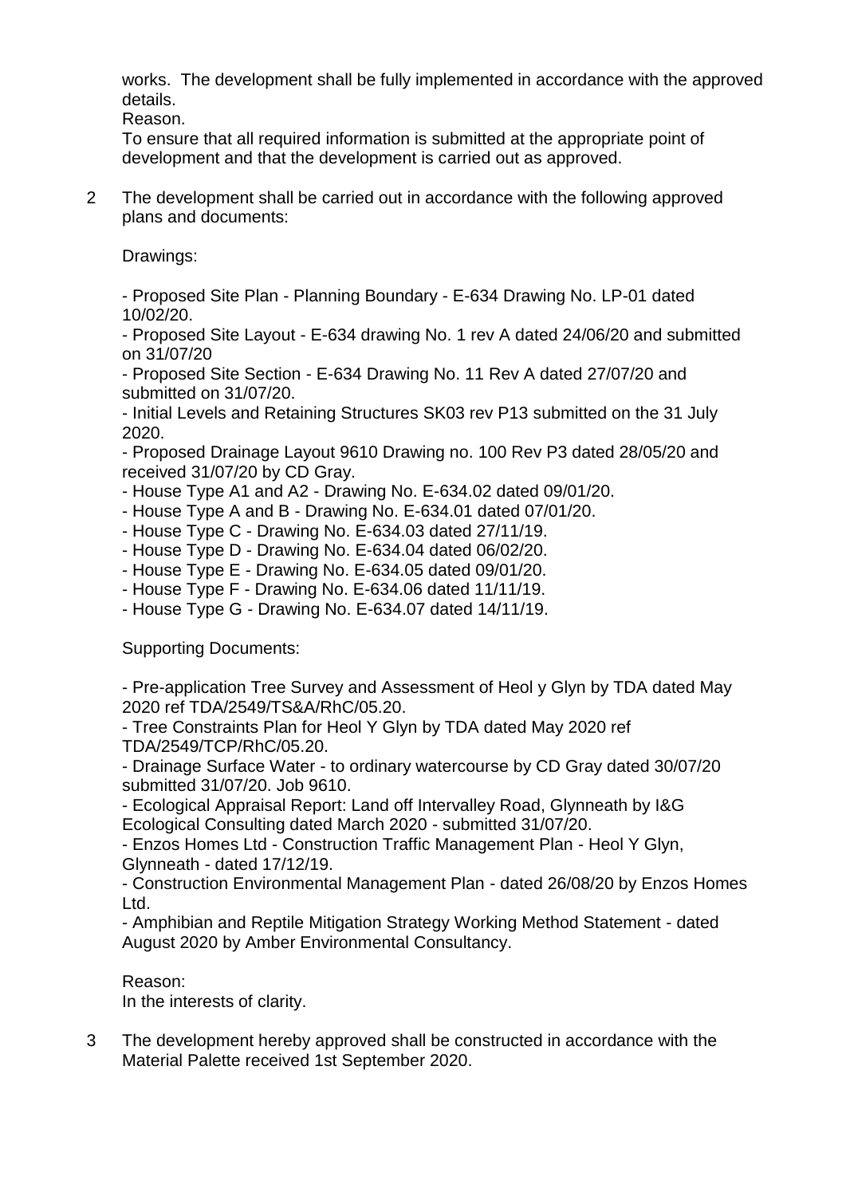works. The development shall be fully implemented in accordance with the approved details.

Reason.

To ensure that all required information is submitted at the appropriate point of development and that the development is carried out as approved.

2 The development shall be carried out in accordance with the following approved plans and documents:

Drawings:

- Proposed Site Plan - Planning Boundary - E-634 Drawing No. LP-01 dated 10/02/20.
- Proposed Site Layout - E-634 drawing No. 1 rev A dated 24/06/20 and submitted on 31/07/20
- Proposed Site Section - E-634 Drawing No. 11 Rev A dated 27/07/20 and submitted on 31/07/20.
- Initial Levels and Retaining Structures SK03 rev P13 submitted on the 31 July 2020.
- Proposed Drainage Layout 9610 Drawing no. 100 Rev P3 dated 28/05/20 and received 31/07/20 by CD Gray.
- House Type A1 and A2 - Drawing No. E-634.02 dated 09/01/20.
- House Type A and B - Drawing No. E-634.01 dated 07/01/20.
- House Type C - Drawing No. E-634.03 dated 27/11/19.
- House Type D - Drawing No. E-634.04 dated 06/02/20.
- House Type E - Drawing No. E-634.05 dated 09/01/20.
- House Type F - Drawing No. E-634.06 dated 11/11/19.
- House Type G - Drawing No. E-634.07 dated 14/11/19.

Supporting Documents:

- Pre-application Tree Survey and Assessment of Heol y Glyn by TDA dated May 2020 ref TDA/2549/TS&A/RhC/05.20.
- Tree Constraints Plan for Heol Y Glyn by TDA dated May 2020 ref TDA/2549/TCP/RhC/05.20.
- Drainage Surface Water - to ordinary watercourse by CD Gray dated 30/07/20 submitted 31/07/20. Job 9610.
- Ecological Appraisal Report: Land off Intervalley Road, Glynneath by I&G Ecological Consulting dated March 2020 - submitted 31/07/20.
- Enzos Homes Ltd - Construction Traffic Management Plan - Heol Y Glyn, Glynneath - dated 17/12/19.
- Construction Environmental Management Plan - dated 26/08/20 by Enzos Homes Ltd.
- Amphibian and Reptile Mitigation Strategy Working Method Statement - dated August 2020 by Amber Environmental Consultancy.

Reason:

In the interests of clarity.

3 The development hereby approved shall be constructed in accordance with the Material Palette received 1st September 2020.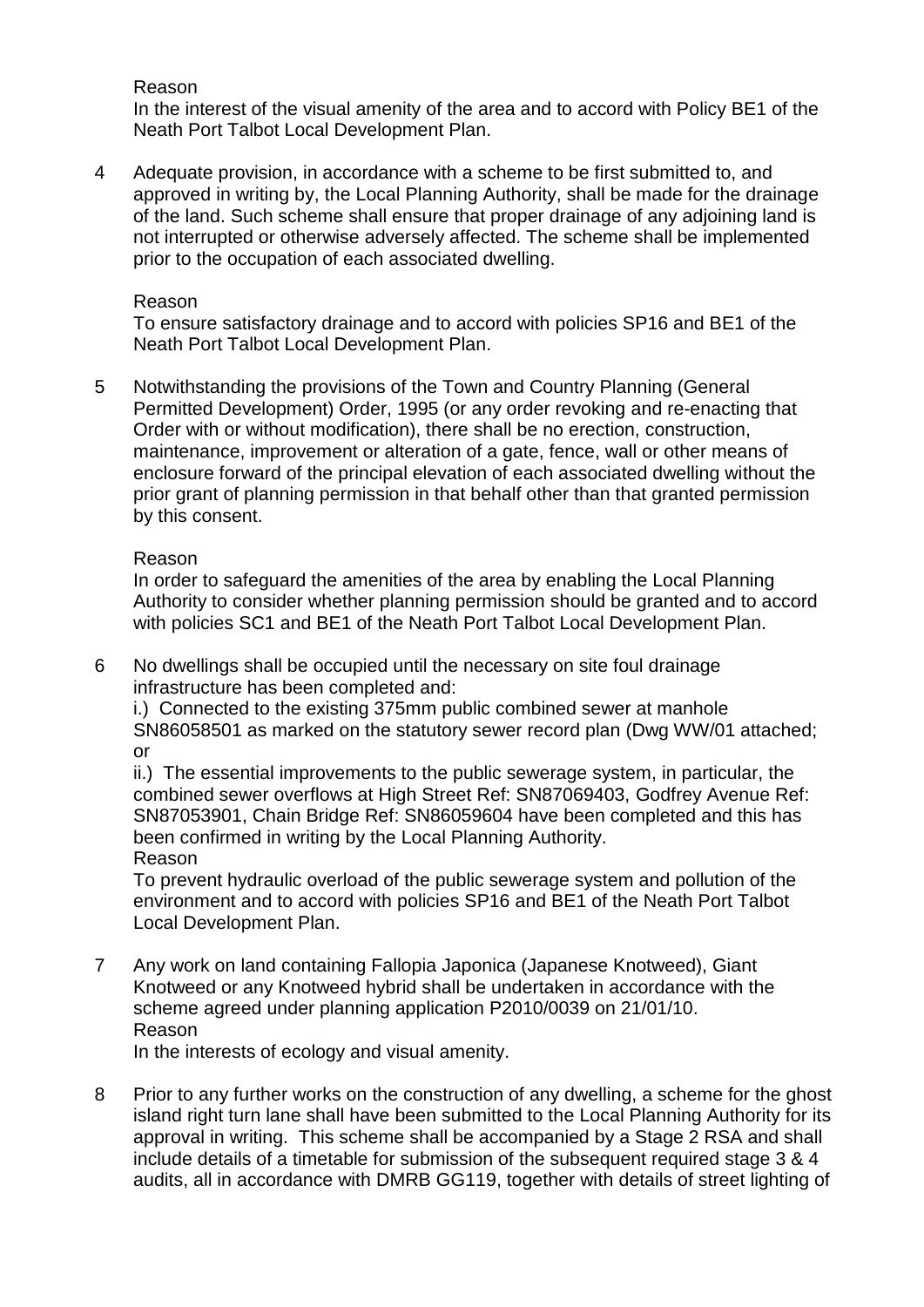Reason

In the interest of the visual amenity of the area and to accord with Policy BE1 of the Neath Port Talbot Local Development Plan.

4 Adequate provision, in accordance with a scheme to be first submitted to, and approved in writing by, the Local Planning Authority, shall be made for the drainage of the land. Such scheme shall ensure that proper drainage of any adjoining land is not interrupted or otherwise adversely affected. The scheme shall be implemented prior to the occupation of each associated dwelling.

Reason

To ensure satisfactory drainage and to accord with policies SP16 and BE1 of the Neath Port Talbot Local Development Plan.

5 Notwithstanding the provisions of the Town and Country Planning (General Permitted Development) Order, 1995 (or any order revoking and re-enacting that Order with or without modification), there shall be no erection, construction, maintenance, improvement or alteration of a gate, fence, wall or other means of enclosure forward of the principal elevation of each associated dwelling without the prior grant of planning permission in that behalf other than that granted permission by this consent.

Reason

In order to safeguard the amenities of the area by enabling the Local Planning Authority to consider whether planning permission should be granted and to accord with policies SC1 and BE1 of the Neath Port Talbot Local Development Plan.

6 No dwellings shall be occupied until the necessary on site foul drainage infrastructure has been completed and:

i.) Connected to the existing 375mm public combined sewer at manhole SN86058501 as marked on the statutory sewer record plan (Dwg WW/01 attached; or

ii.) The essential improvements to the public sewerage system, in particular, the combined sewer overflows at High Street Ref: SN87069403, Godfrey Avenue Ref: SN87053901, Chain Bridge Ref: SN86059604 have been completed and this has been confirmed in writing by the Local Planning Authority.

Reason

To prevent hydraulic overload of the public sewerage system and pollution of the environment and to accord with policies SP16 and BE1 of the Neath Port Talbot Local Development Plan.

7 Any work on land containing Fallopia Japonica (Japanese Knotweed), Giant Knotweed or any Knotweed hybrid shall be undertaken in accordance with the scheme agreed under planning application P2010/0039 on 21/01/10.

Reason

In the interests of ecology and visual amenity.

8 Prior to any further works on the construction of any dwelling, a scheme for the ghost island right turn lane shall have been submitted to the Local Planning Authority for its approval in writing. This scheme shall be accompanied by a Stage 2 RSA and shall include details of a timetable for submission of the subsequent required stage 3 & 4 audits, all in accordance with DMRB GG119, together with details of street lighting of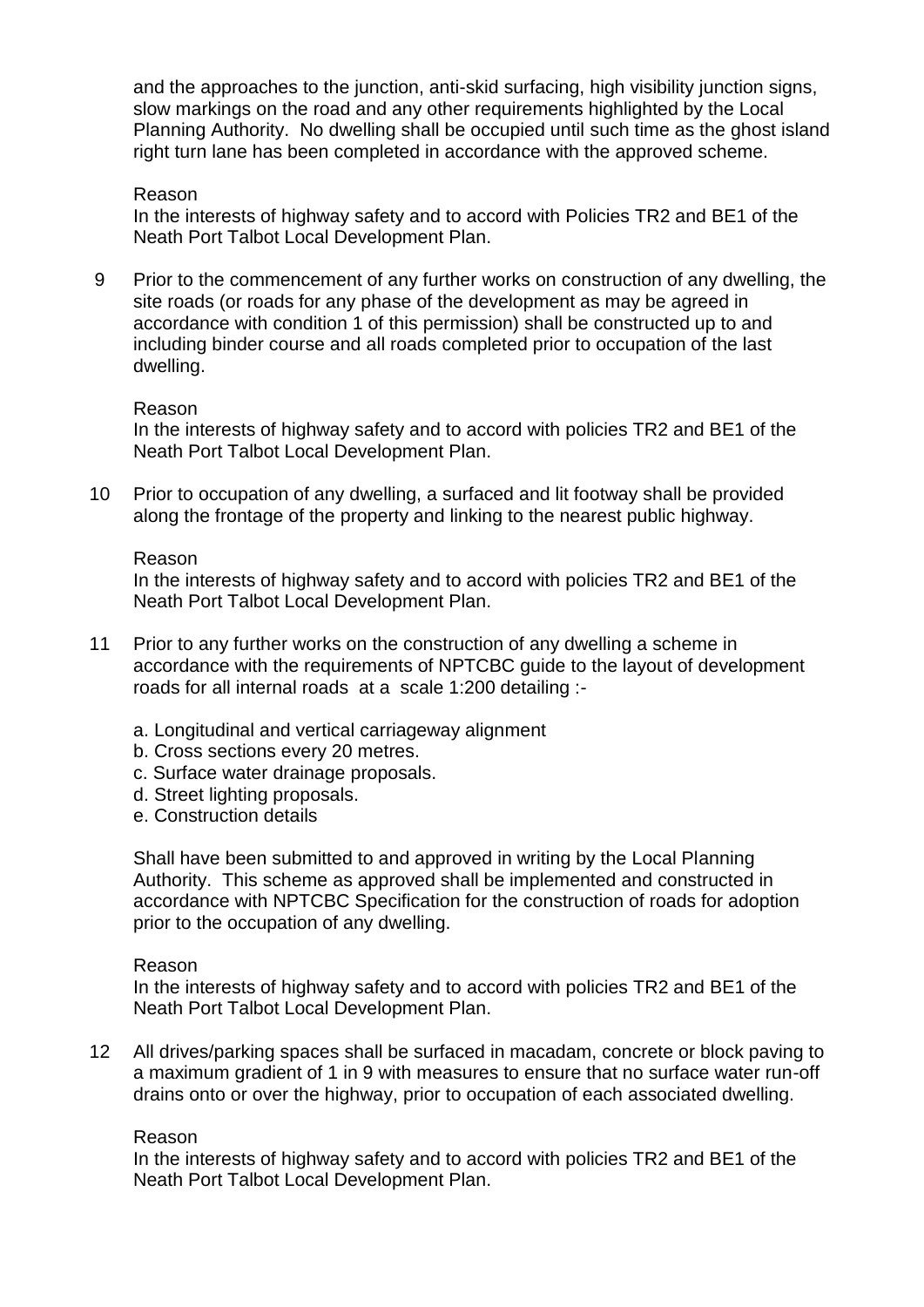and the approaches to the junction, anti-skid surfacing, high visibility junction signs, slow markings on the road and any other requirements highlighted by the Local Planning Authority. No dwelling shall be occupied until such time as the ghost island right turn lane has been completed in accordance with the approved scheme.

Reason
In the interests of highway safety and to accord with Policies TR2 and BE1 of the Neath Port Talbot Local Development Plan.

9 Prior to the commencement of any further works on construction of any dwelling, the site roads (or roads for any phase of the development as may be agreed in accordance with condition 1 of this permission) shall be constructed up to and including binder course and all roads completed prior to occupation of the last dwelling.

Reason
In the interests of highway safety and to accord with policies TR2 and BE1 of the Neath Port Talbot Local Development Plan.

10 Prior to occupation of any dwelling, a surfaced and lit footway shall be provided along the frontage of the property and linking to the nearest public highway.

Reason
In the interests of highway safety and to accord with policies TR2 and BE1 of the Neath Port Talbot Local Development Plan.

11 Prior to any further works on the construction of any dwelling a scheme in accordance with the requirements of NPTCBC guide to the layout of development roads for all internal roads at a scale 1:200 detailing :-

a. Longitudinal and vertical carriageway alignment
b. Cross sections every 20 metres.
c. Surface water drainage proposals.
d. Street lighting proposals.
e. Construction details

Shall have been submitted to and approved in writing by the Local Planning Authority. This scheme as approved shall be implemented and constructed in accordance with NPTCBC Specification for the construction of roads for adoption prior to the occupation of any dwelling.

Reason
In the interests of highway safety and to accord with policies TR2 and BE1 of the Neath Port Talbot Local Development Plan.

12 All drives/parking spaces shall be surfaced in macadam, concrete or block paving to a maximum gradient of 1 in 9 with measures to ensure that no surface water run-off drains onto or over the highway, prior to occupation of each associated dwelling.

Reason
In the interests of highway safety and to accord with policies TR2 and BE1 of the Neath Port Talbot Local Development Plan.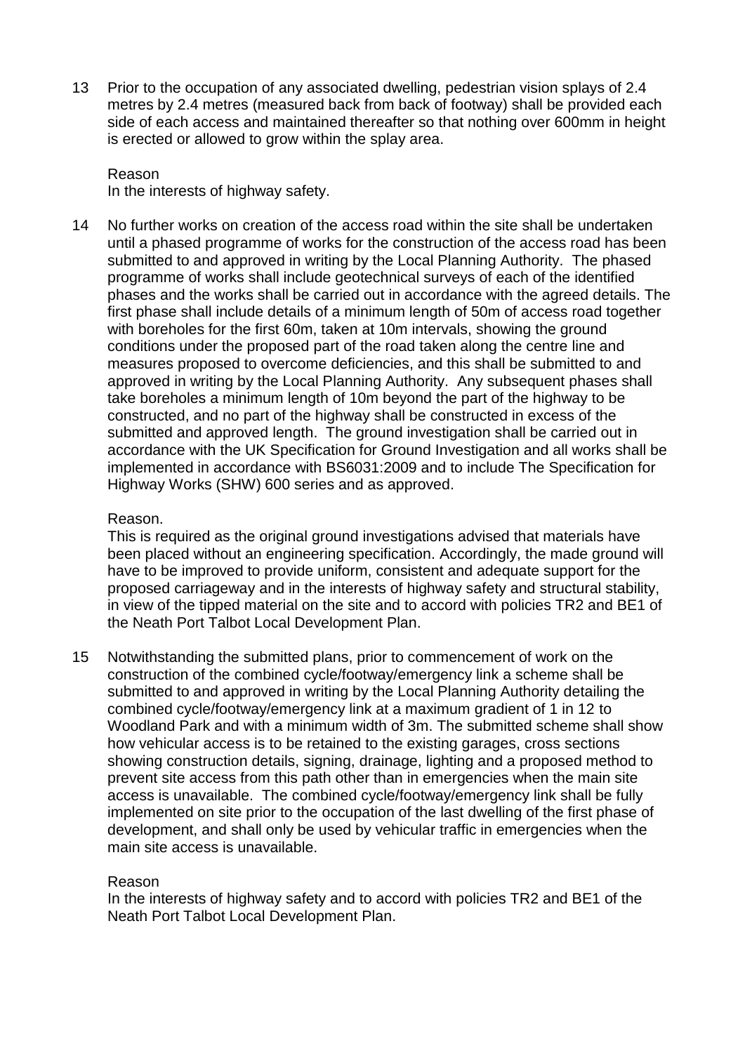13 Prior to the occupation of any associated dwelling, pedestrian vision splays of 2.4 metres by 2.4 metres (measured back from back of footway) shall be provided each side of each access and maintained thereafter so that nothing over 600mm in height is erected or allowed to grow within the splay area.

Reason
In the interests of highway safety.

14 No further works on creation of the access road within the site shall be undertaken until a phased programme of works for the construction of the access road has been submitted to and approved in writing by the Local Planning Authority. The phased programme of works shall include geotechnical surveys of each of the identified phases and the works shall be carried out in accordance with the agreed details. The first phase shall include details of a minimum length of 50m of access road together with boreholes for the first 60m, taken at 10m intervals, showing the ground conditions under the proposed part of the road taken along the centre line and measures proposed to overcome deficiencies, and this shall be submitted to and approved in writing by the Local Planning Authority. Any subsequent phases shall take boreholes a minimum length of 10m beyond the part of the highway to be constructed, and no part of the highway shall be constructed in excess of the submitted and approved length. The ground investigation shall be carried out in accordance with the UK Specification for Ground Investigation and all works shall be implemented in accordance with BS6031:2009 and to include The Specification for Highway Works (SHW) 600 series and as approved.

Reason.
This is required as the original ground investigations advised that materials have been placed without an engineering specification. Accordingly, the made ground will have to be improved to provide uniform, consistent and adequate support for the proposed carriageway and in the interests of highway safety and structural stability, in view of the tipped material on the site and to accord with policies TR2 and BE1 of the Neath Port Talbot Local Development Plan.

15 Notwithstanding the submitted plans, prior to commencement of work on the construction of the combined cycle/footway/emergency link a scheme shall be submitted to and approved in writing by the Local Planning Authority detailing the combined cycle/footway/emergency link at a maximum gradient of 1 in 12 to Woodland Park and with a minimum width of 3m. The submitted scheme shall show how vehicular access is to be retained to the existing garages, cross sections showing construction details, signing, drainage, lighting and a proposed method to prevent site access from this path other than in emergencies when the main site access is unavailable. The combined cycle/footway/emergency link shall be fully implemented on site prior to the occupation of the last dwelling of the first phase of development, and shall only be used by vehicular traffic in emergencies when the main site access is unavailable.

Reason
In the interests of highway safety and to accord with policies TR2 and BE1 of the Neath Port Talbot Local Development Plan.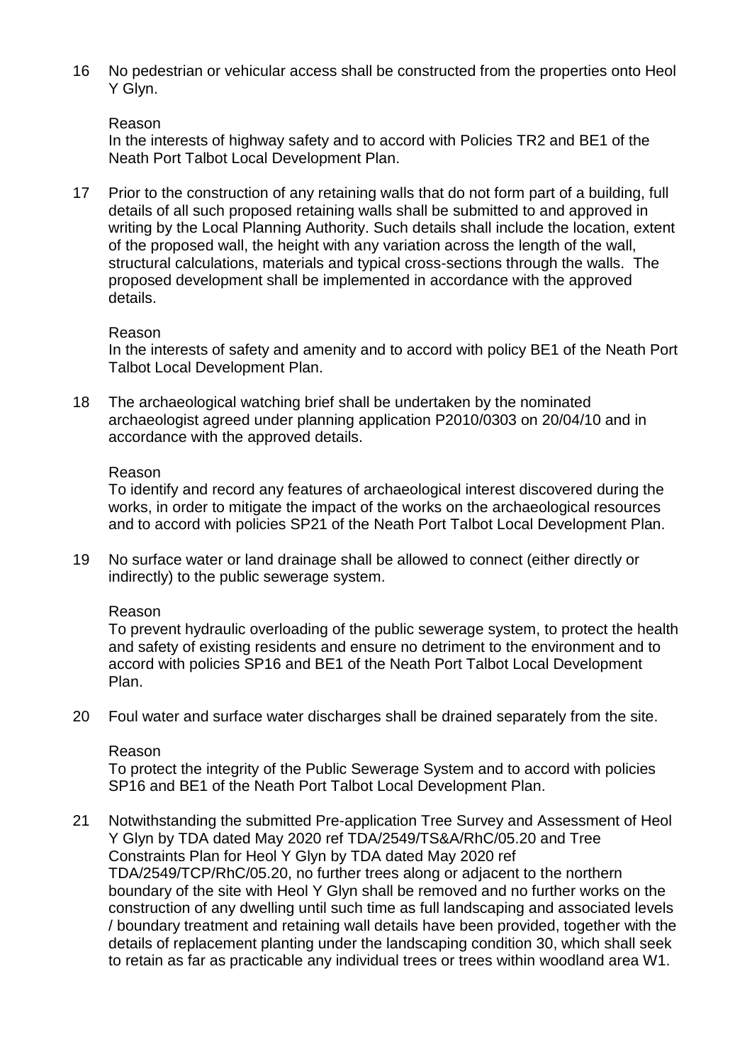16 No pedestrian or vehicular access shall be constructed from the properties onto Heol Y Glyn.

Reason

In the interests of highway safety and to accord with Policies TR2 and BE1 of the Neath Port Talbot Local Development Plan.

17 Prior to the construction of any retaining walls that do not form part of a building, full details of all such proposed retaining walls shall be submitted to and approved in writing by the Local Planning Authority. Such details shall include the location, extent of the proposed wall, the height with any variation across the length of the wall, structural calculations, materials and typical cross-sections through the walls. The proposed development shall be implemented in accordance with the approved details.

Reason

In the interests of safety and amenity and to accord with policy BE1 of the Neath Port Talbot Local Development Plan.

18 The archaeological watching brief shall be undertaken by the nominated archaeologist agreed under planning application P2010/0303 on 20/04/10 and in accordance with the approved details.

Reason

To identify and record any features of archaeological interest discovered during the works, in order to mitigate the impact of the works on the archaeological resources and to accord with policies SP21 of the Neath Port Talbot Local Development Plan.

19 No surface water or land drainage shall be allowed to connect (either directly or indirectly) to the public sewerage system.

Reason

To prevent hydraulic overloading of the public sewerage system, to protect the health and safety of existing residents and ensure no detriment to the environment and to accord with policies SP16 and BE1 of the Neath Port Talbot Local Development Plan.

20 Foul water and surface water discharges shall be drained separately from the site.

Reason

To protect the integrity of the Public Sewerage System and to accord with policies SP16 and BE1 of the Neath Port Talbot Local Development Plan.

21 Notwithstanding the submitted Pre-application Tree Survey and Assessment of Heol Y Glyn by TDA dated May 2020 ref TDA/2549/TS&A/RhC/05.20 and Tree Constraints Plan for Heol Y Glyn by TDA dated May 2020 ref TDA/2549/TCP/RhC/05.20, no further trees along or adjacent to the northern boundary of the site with Heol Y Glyn shall be removed and no further works on the construction of any dwelling until such time as full landscaping and associated levels / boundary treatment and retaining wall details have been provided, together with the details of replacement planting under the landscaping condition 30, which shall seek to retain as far as practicable any individual trees or trees within woodland area W1.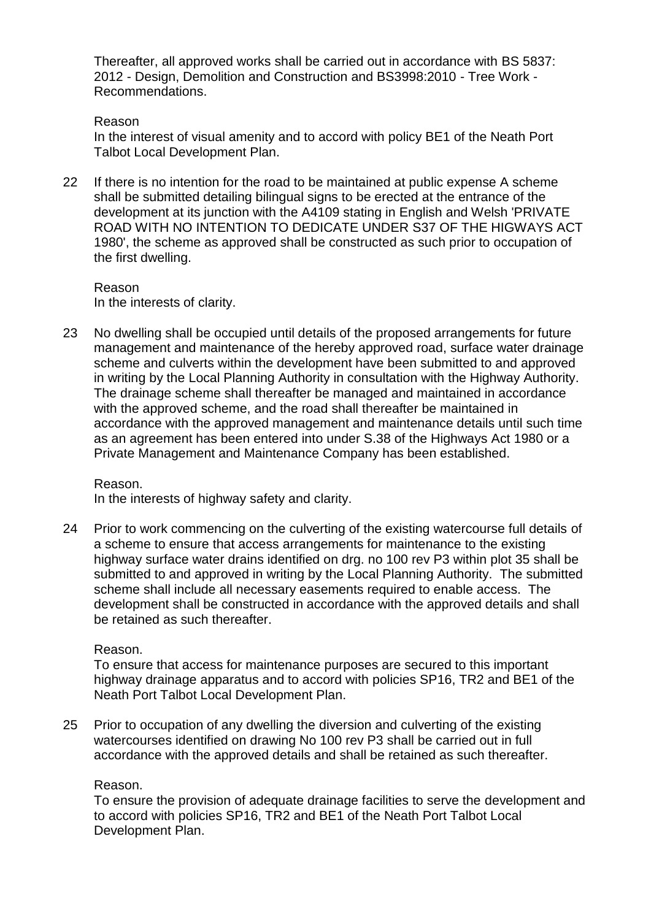Thereafter, all approved works shall be carried out in accordance with BS 5837: 2012 - Design, Demolition and Construction and BS3998:2010 - Tree Work - Recommendations.

Reason
In the interest of visual amenity and to accord with policy BE1 of the Neath Port Talbot Local Development Plan.

22 If there is no intention for the road to be maintained at public expense A scheme shall be submitted detailing bilingual signs to be erected at the entrance of the development at its junction with the A4109 stating in English and Welsh 'PRIVATE ROAD WITH NO INTENTION TO DEDICATE UNDER S37 OF THE HIGWAYS ACT 1980', the scheme as approved shall be constructed as such prior to occupation of the first dwelling.

Reason
In the interests of clarity.

23 No dwelling shall be occupied until details of the proposed arrangements for future management and maintenance of the hereby approved road, surface water drainage scheme and culverts within the development have been submitted to and approved in writing by the Local Planning Authority in consultation with the Highway Authority. The drainage scheme shall thereafter be managed and maintained in accordance with the approved scheme, and the road shall thereafter be maintained in accordance with the approved management and maintenance details until such time as an agreement has been entered into under S.38 of the Highways Act 1980 or a Private Management and Maintenance Company has been established.

Reason.
In the interests of highway safety and clarity.

24 Prior to work commencing on the culverting of the existing watercourse full details of a scheme to ensure that access arrangements for maintenance to the existing highway surface water drains identified on drg. no 100 rev P3 within plot 35 shall be submitted to and approved in writing by the Local Planning Authority. The submitted scheme shall include all necessary easements required to enable access. The development shall be constructed in accordance with the approved details and shall be retained as such thereafter.

Reason.
To ensure that access for maintenance purposes are secured to this important highway drainage apparatus and to accord with policies SP16, TR2 and BE1 of the Neath Port Talbot Local Development Plan.

25 Prior to occupation of any dwelling the diversion and culverting of the existing watercourses identified on drawing No 100 rev P3 shall be carried out in full accordance with the approved details and shall be retained as such thereafter.

Reason.
To ensure the provision of adequate drainage facilities to serve the development and to accord with policies SP16, TR2 and BE1 of the Neath Port Talbot Local Development Plan.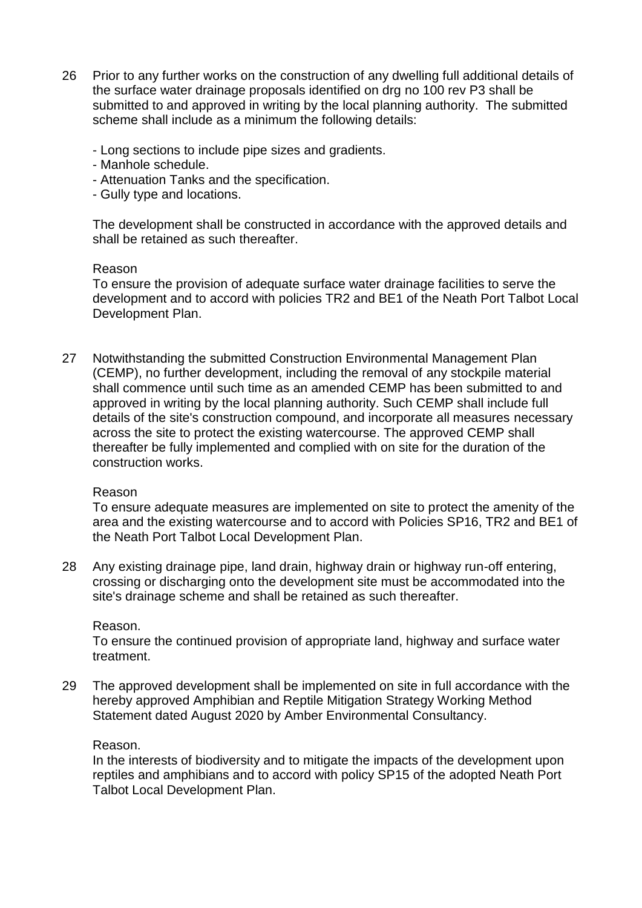26 Prior to any further works on the construction of any dwelling full additional details of the surface water drainage proposals identified on drg no 100 rev P3 shall be submitted to and approved in writing by the local planning authority. The submitted scheme shall include as a minimum the following details:

- Long sections to include pipe sizes and gradients.
- Manhole schedule.
- Attenuation Tanks and the specification.
- Gully type and locations.

The development shall be constructed in accordance with the approved details and shall be retained as such thereafter.

Reason

To ensure the provision of adequate surface water drainage facilities to serve the development and to accord with policies TR2 and BE1 of the Neath Port Talbot Local Development Plan.

27 Notwithstanding the submitted Construction Environmental Management Plan (CEMP), no further development, including the removal of any stockpile material shall commence until such time as an amended CEMP has been submitted to and approved in writing by the local planning authority. Such CEMP shall include full details of the site's construction compound, and incorporate all measures necessary across the site to protect the existing watercourse. The approved CEMP shall thereafter be fully implemented and complied with on site for the duration of the construction works.

Reason

To ensure adequate measures are implemented on site to protect the amenity of the area and the existing watercourse and to accord with Policies SP16, TR2 and BE1 of the Neath Port Talbot Local Development Plan.

28 Any existing drainage pipe, land drain, highway drain or highway run-off entering, crossing or discharging onto the development site must be accommodated into the site's drainage scheme and shall be retained as such thereafter.

Reason.

To ensure the continued provision of appropriate land, highway and surface water treatment.

29 The approved development shall be implemented on site in full accordance with the hereby approved Amphibian and Reptile Mitigation Strategy Working Method Statement dated August 2020 by Amber Environmental Consultancy.

Reason.

In the interests of biodiversity and to mitigate the impacts of the development upon reptiles and amphibians and to accord with policy SP15 of the adopted Neath Port Talbot Local Development Plan.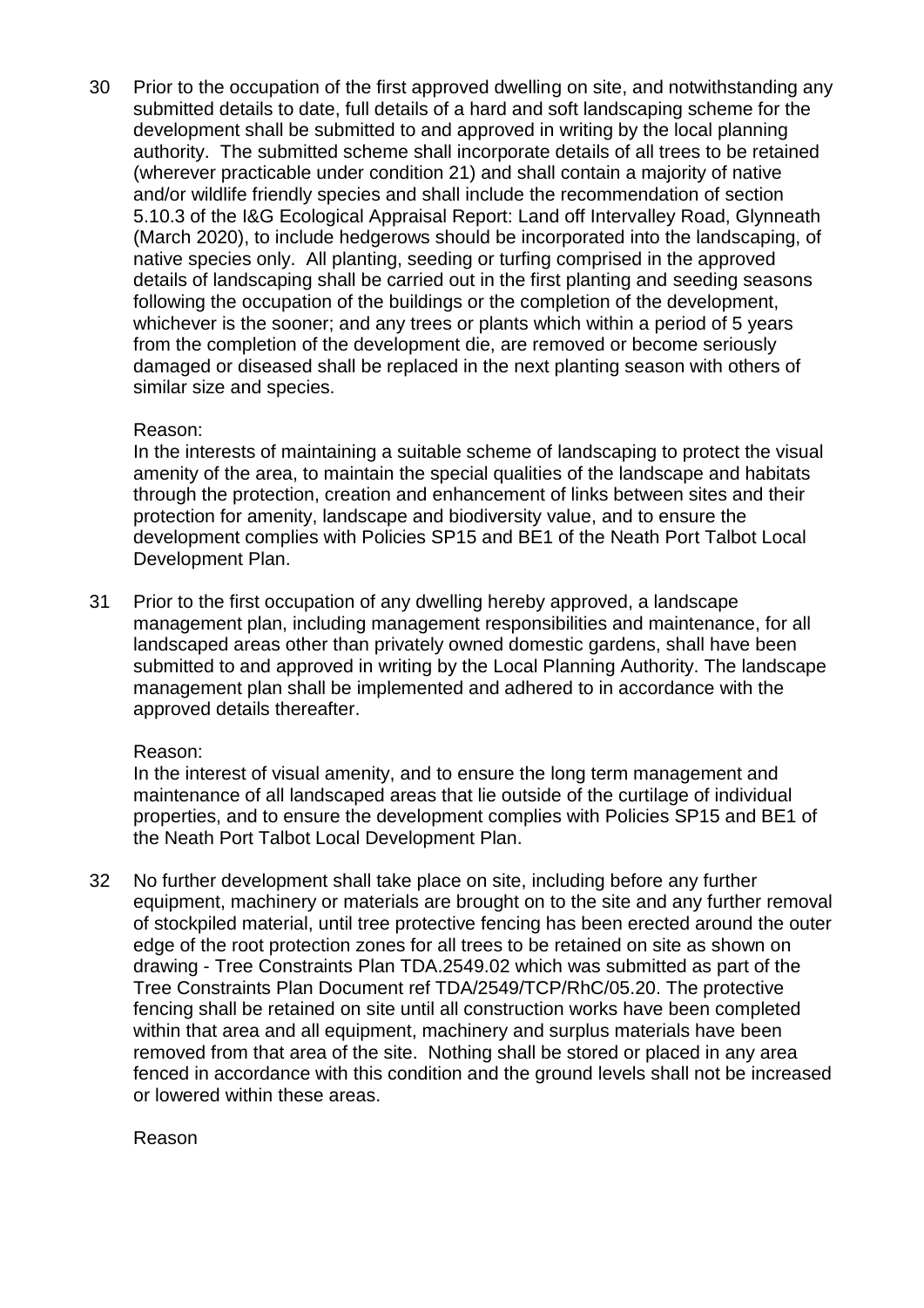30 Prior to the occupation of the first approved dwelling on site, and notwithstanding any submitted details to date, full details of a hard and soft landscaping scheme for the development shall be submitted to and approved in writing by the local planning authority. The submitted scheme shall incorporate details of all trees to be retained (wherever practicable under condition 21) and shall contain a majority of native and/or wildlife friendly species and shall include the recommendation of section 5.10.3 of the I&G Ecological Appraisal Report: Land off Intervalley Road, Glynneath (March 2020), to include hedgerows should be incorporated into the landscaping, of native species only. All planting, seeding or turfing comprised in the approved details of landscaping shall be carried out in the first planting and seeding seasons following the occupation of the buildings or the completion of the development, whichever is the sooner; and any trees or plants which within a period of 5 years from the completion of the development die, are removed or become seriously damaged or diseased shall be replaced in the next planting season with others of similar size and species.

Reason:
In the interests of maintaining a suitable scheme of landscaping to protect the visual amenity of the area, to maintain the special qualities of the landscape and habitats through the protection, creation and enhancement of links between sites and their protection for amenity, landscape and biodiversity value, and to ensure the development complies with Policies SP15 and BE1 of the Neath Port Talbot Local Development Plan.

31 Prior to the first occupation of any dwelling hereby approved, a landscape management plan, including management responsibilities and maintenance, for all landscaped areas other than privately owned domestic gardens, shall have been submitted to and approved in writing by the Local Planning Authority. The landscape management plan shall be implemented and adhered to in accordance with the approved details thereafter.

Reason:
In the interest of visual amenity, and to ensure the long term management and maintenance of all landscaped areas that lie outside of the curtilage of individual properties, and to ensure the development complies with Policies SP15 and BE1 of the Neath Port Talbot Local Development Plan.

32 No further development shall take place on site, including before any further equipment, machinery or materials are brought on to the site and any further removal of stockpiled material, until tree protective fencing has been erected around the outer edge of the root protection zones for all trees to be retained on site as shown on drawing - Tree Constraints Plan TDA.2549.02 which was submitted as part of the Tree Constraints Plan Document ref TDA/2549/TCP/RhC/05.20. The protective fencing shall be retained on site until all construction works have been completed within that area and all equipment, machinery and surplus materials have been removed from that area of the site. Nothing shall be stored or placed in any area fenced in accordance with this condition and the ground levels shall not be increased or lowered within these areas.

Reason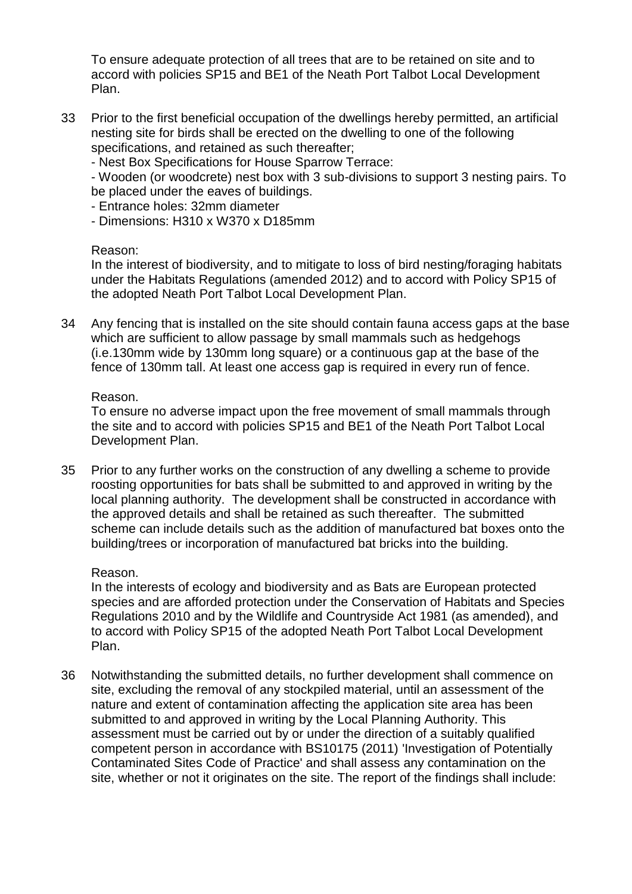To ensure adequate protection of all trees that are to be retained on site and to accord with policies SP15 and BE1 of the Neath Port Talbot Local Development Plan.

33 Prior to the first beneficial occupation of the dwellings hereby permitted, an artificial nesting site for birds shall be erected on the dwelling to one of the following specifications, and retained as such thereafter;

- Nest Box Specifications for House Sparrow Terrace:
- Wooden (or woodcrete) nest box with 3 sub-divisions to support 3 nesting pairs. To be placed under the eaves of buildings.
- Entrance holes: 32mm diameter
- Dimensions: H310 x W370 x D185mm

Reason:
In the interest of biodiversity, and to mitigate to loss of bird nesting/foraging habitats under the Habitats Regulations (amended 2012) and to accord with Policy SP15 of the adopted Neath Port Talbot Local Development Plan.

34 Any fencing that is installed on the site should contain fauna access gaps at the base which are sufficient to allow passage by small mammals such as hedgehogs (i.e.130mm wide by 130mm long square) or a continuous gap at the base of the fence of 130mm tall. At least one access gap is required in every run of fence.

Reason.
To ensure no adverse impact upon the free movement of small mammals through the site and to accord with policies SP15 and BE1 of the Neath Port Talbot Local Development Plan.

35 Prior to any further works on the construction of any dwelling a scheme to provide roosting opportunities for bats shall be submitted to and approved in writing by the local planning authority. The development shall be constructed in accordance with the approved details and shall be retained as such thereafter. The submitted scheme can include details such as the addition of manufactured bat boxes onto the building/trees or incorporation of manufactured bat bricks into the building.

Reason.
In the interests of ecology and biodiversity and as Bats are European protected species and are afforded protection under the Conservation of Habitats and Species Regulations 2010 and by the Wildlife and Countryside Act 1981 (as amended), and to accord with Policy SP15 of the adopted Neath Port Talbot Local Development Plan.

36 Notwithstanding the submitted details, no further development shall commence on site, excluding the removal of any stockpiled material, until an assessment of the nature and extent of contamination affecting the application site area has been submitted to and approved in writing by the Local Planning Authority. This assessment must be carried out by or under the direction of a suitably qualified competent person in accordance with BS10175 (2011) 'Investigation of Potentially Contaminated Sites Code of Practice' and shall assess any contamination on the site, whether or not it originates on the site. The report of the findings shall include: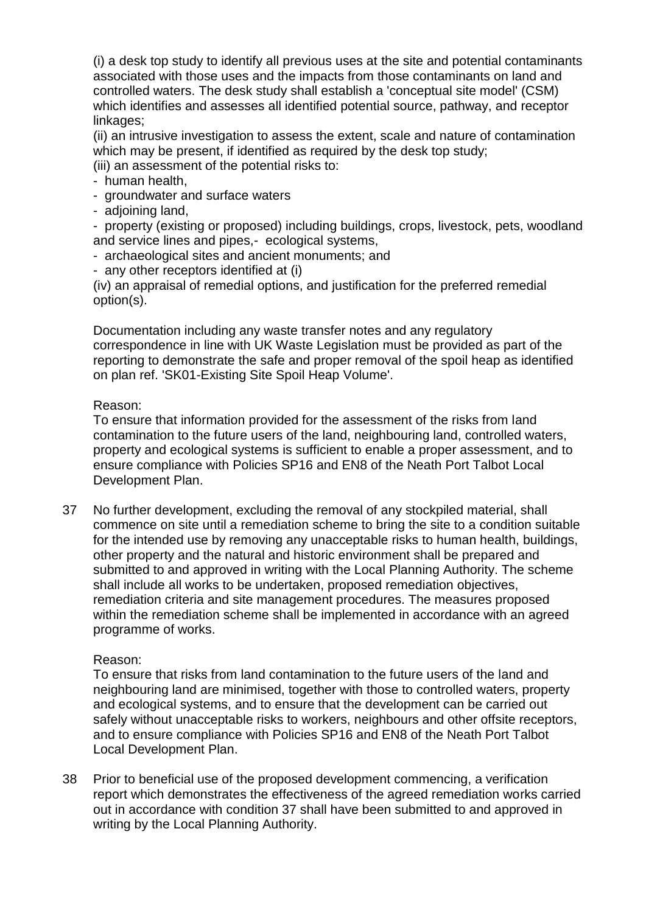(i) a desk top study to identify all previous uses at the site and potential contaminants associated with those uses and the impacts from those contaminants on land and controlled waters. The desk study shall establish a 'conceptual site model' (CSM) which identifies and assesses all identified potential source, pathway, and receptor linkages;

(ii) an intrusive investigation to assess the extent, scale and nature of contamination which may be present, if identified as required by the desk top study;

(iii) an assessment of the potential risks to:

- human health,
- groundwater and surface waters
- adjoining land,
- property (existing or proposed) including buildings, crops, livestock, pets, woodland and service lines and pipes,- ecological systems,
- archaeological sites and ancient monuments; and
- any other receptors identified at (i)

(iv) an appraisal of remedial options, and justification for the preferred remedial option(s).

Documentation including any waste transfer notes and any regulatory correspondence in line with UK Waste Legislation must be provided as part of the reporting to demonstrate the safe and proper removal of the spoil heap as identified on plan ref. 'SK01-Existing Site Spoil Heap Volume'.

Reason:
To ensure that information provided for the assessment of the risks from land contamination to the future users of the land, neighbouring land, controlled waters, property and ecological systems is sufficient to enable a proper assessment, and to ensure compliance with Policies SP16 and EN8 of the Neath Port Talbot Local Development Plan.

37 No further development, excluding the removal of any stockpiled material, shall commence on site until a remediation scheme to bring the site to a condition suitable for the intended use by removing any unacceptable risks to human health, buildings, other property and the natural and historic environment shall be prepared and submitted to and approved in writing with the Local Planning Authority. The scheme shall include all works to be undertaken, proposed remediation objectives, remediation criteria and site management procedures. The measures proposed within the remediation scheme shall be implemented in accordance with an agreed programme of works.

Reason:
To ensure that risks from land contamination to the future users of the land and neighbouring land are minimised, together with those to controlled waters, property and ecological systems, and to ensure that the development can be carried out safely without unacceptable risks to workers, neighbours and other offsite receptors, and to ensure compliance with Policies SP16 and EN8 of the Neath Port Talbot Local Development Plan.

38 Prior to beneficial use of the proposed development commencing, a verification report which demonstrates the effectiveness of the agreed remediation works carried out in accordance with condition 37 shall have been submitted to and approved in writing by the Local Planning Authority.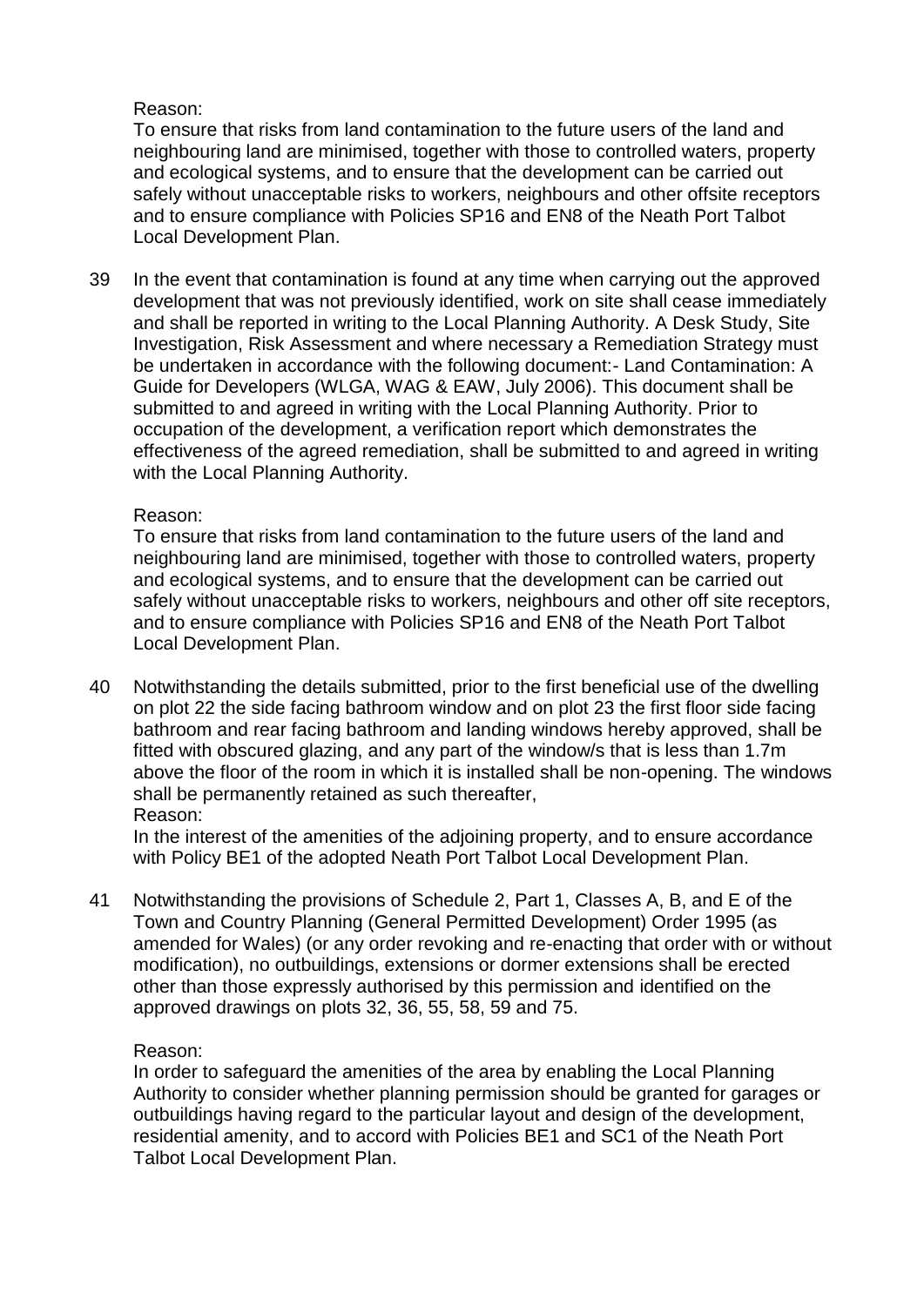Reason:

To ensure that risks from land contamination to the future users of the land and neighbouring land are minimised, together with those to controlled waters, property and ecological systems, and to ensure that the development can be carried out safely without unacceptable risks to workers, neighbours and other offsite receptors and to ensure compliance with Policies SP16 and EN8 of the Neath Port Talbot Local Development Plan.

39 In the event that contamination is found at any time when carrying out the approved development that was not previously identified, work on site shall cease immediately and shall be reported in writing to the Local Planning Authority. A Desk Study, Site Investigation, Risk Assessment and where necessary a Remediation Strategy must be undertaken in accordance with the following document:- Land Contamination: A Guide for Developers (WLGA, WAG & EAW, July 2006). This document shall be submitted to and agreed in writing with the Local Planning Authority. Prior to occupation of the development, a verification report which demonstrates the effectiveness of the agreed remediation, shall be submitted to and agreed in writing with the Local Planning Authority.

Reason:

To ensure that risks from land contamination to the future users of the land and neighbouring land are minimised, together with those to controlled waters, property and ecological systems, and to ensure that the development can be carried out safely without unacceptable risks to workers, neighbours and other off site receptors, and to ensure compliance with Policies SP16 and EN8 of the Neath Port Talbot Local Development Plan.

40 Notwithstanding the details submitted, prior to the first beneficial use of the dwelling on plot 22 the side facing bathroom window and on plot 23 the first floor side facing bathroom and rear facing bathroom and landing windows hereby approved, shall be fitted with obscured glazing, and any part of the window/s that is less than 1.7m above the floor of the room in which it is installed shall be non-opening. The windows shall be permanently retained as such thereafter,

Reason:

In the interest of the amenities of the adjoining property, and to ensure accordance with Policy BE1 of the adopted Neath Port Talbot Local Development Plan.

41 Notwithstanding the provisions of Schedule 2, Part 1, Classes A, B, and E of the Town and Country Planning (General Permitted Development) Order 1995 (as amended for Wales) (or any order revoking and re-enacting that order with or without modification), no outbuildings, extensions or dormer extensions shall be erected other than those expressly authorised by this permission and identified on the approved drawings on plots 32, 36, 55, 58, 59 and 75.

Reason:

In order to safeguard the amenities of the area by enabling the Local Planning Authority to consider whether planning permission should be granted for garages or outbuildings having regard to the particular layout and design of the development, residential amenity, and to accord with Policies BE1 and SC1 of the Neath Port Talbot Local Development Plan.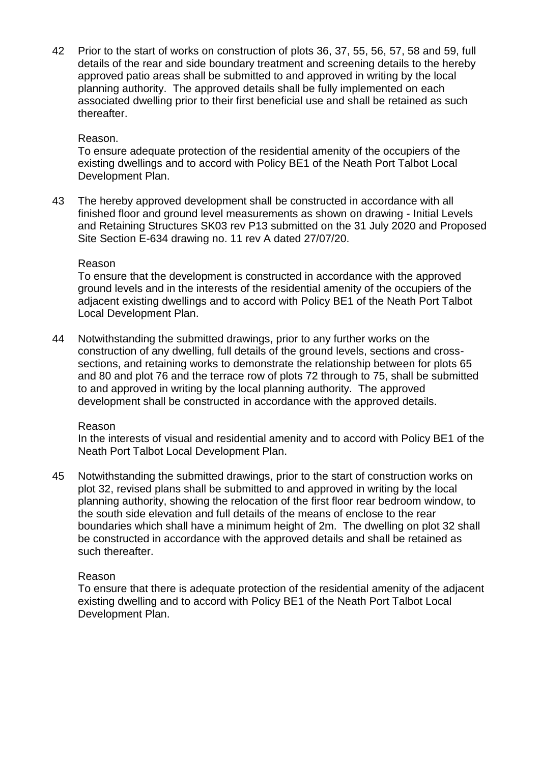42 Prior to the start of works on construction of plots 36, 37, 55, 56, 57, 58 and 59, full details of the rear and side boundary treatment and screening details to the hereby approved patio areas shall be submitted to and approved in writing by the local planning authority. The approved details shall be fully implemented on each associated dwelling prior to their first beneficial use and shall be retained as such thereafter.

Reason.

To ensure adequate protection of the residential amenity of the occupiers of the existing dwellings and to accord with Policy BE1 of the Neath Port Talbot Local Development Plan.

43 The hereby approved development shall be constructed in accordance with all finished floor and ground level measurements as shown on drawing - Initial Levels and Retaining Structures SK03 rev P13 submitted on the 31 July 2020 and Proposed Site Section E-634 drawing no. 11 rev A dated 27/07/20.

Reason

To ensure that the development is constructed in accordance with the approved ground levels and in the interests of the residential amenity of the occupiers of the adjacent existing dwellings and to accord with Policy BE1 of the Neath Port Talbot Local Development Plan.

44 Notwithstanding the submitted drawings, prior to any further works on the construction of any dwelling, full details of the ground levels, sections and cross-sections, and retaining works to demonstrate the relationship between for plots 65 and 80 and plot 76 and the terrace row of plots 72 through to 75, shall be submitted to and approved in writing by the local planning authority. The approved development shall be constructed in accordance with the approved details.

Reason

In the interests of visual and residential amenity and to accord with Policy BE1 of the Neath Port Talbot Local Development Plan.

45 Notwithstanding the submitted drawings, prior to the start of construction works on plot 32, revised plans shall be submitted to and approved in writing by the local planning authority, showing the relocation of the first floor rear bedroom window, to the south side elevation and full details of the means of enclose to the rear boundaries which shall have a minimum height of 2m. The dwelling on plot 32 shall be constructed in accordance with the approved details and shall be retained as such thereafter.

Reason

To ensure that there is adequate protection of the residential amenity of the adjacent existing dwelling and to accord with Policy BE1 of the Neath Port Talbot Local Development Plan.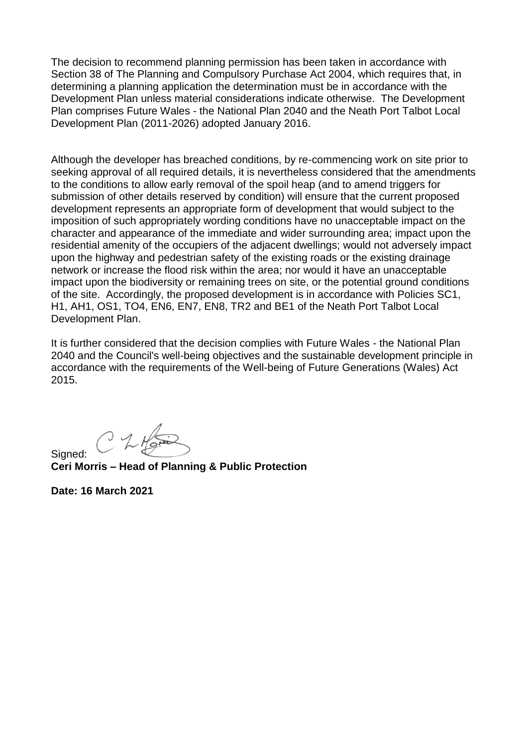The decision to recommend planning permission has been taken in accordance with Section 38 of The Planning and Compulsory Purchase Act 2004, which requires that, in determining a planning application the determination must be in accordance with the Development Plan unless material considerations indicate otherwise. The Development Plan comprises Future Wales - the National Plan 2040 and the Neath Port Talbot Local Development Plan (2011-2026) adopted January 2016.

Although the developer has breached conditions, by re-commencing work on site prior to seeking approval of all required details, it is nevertheless considered that the amendments to the conditions to allow early removal of the spoil heap (and to amend triggers for submission of other details reserved by condition) will ensure that the current proposed development represents an appropriate form of development that would subject to the imposition of such appropriately wording conditions have no unacceptable impact on the character and appearance of the immediate and wider surrounding area; impact upon the residential amenity of the occupiers of the adjacent dwellings; would not adversely impact upon the highway and pedestrian safety of the existing roads or the existing drainage network or increase the flood risk within the area; nor would it have an unacceptable impact upon the biodiversity or remaining trees on site, or the potential ground conditions of the site. Accordingly, the proposed development is in accordance with Policies SC1, H1, AH1, OS1, TO4, EN6, EN7, EN8, TR2 and BE1 of the Neath Port Talbot Local Development Plan.

It is further considered that the decision complies with Future Wales - the National Plan 2040 and the Council's well-being objectives and the sustainable development principle in accordance with the requirements of the Well-being of Future Generations (Wales) Act 2015.

Signed:

**Ceri Morris – Head of Planning & Public Protection**

**Date: 16 March 2021**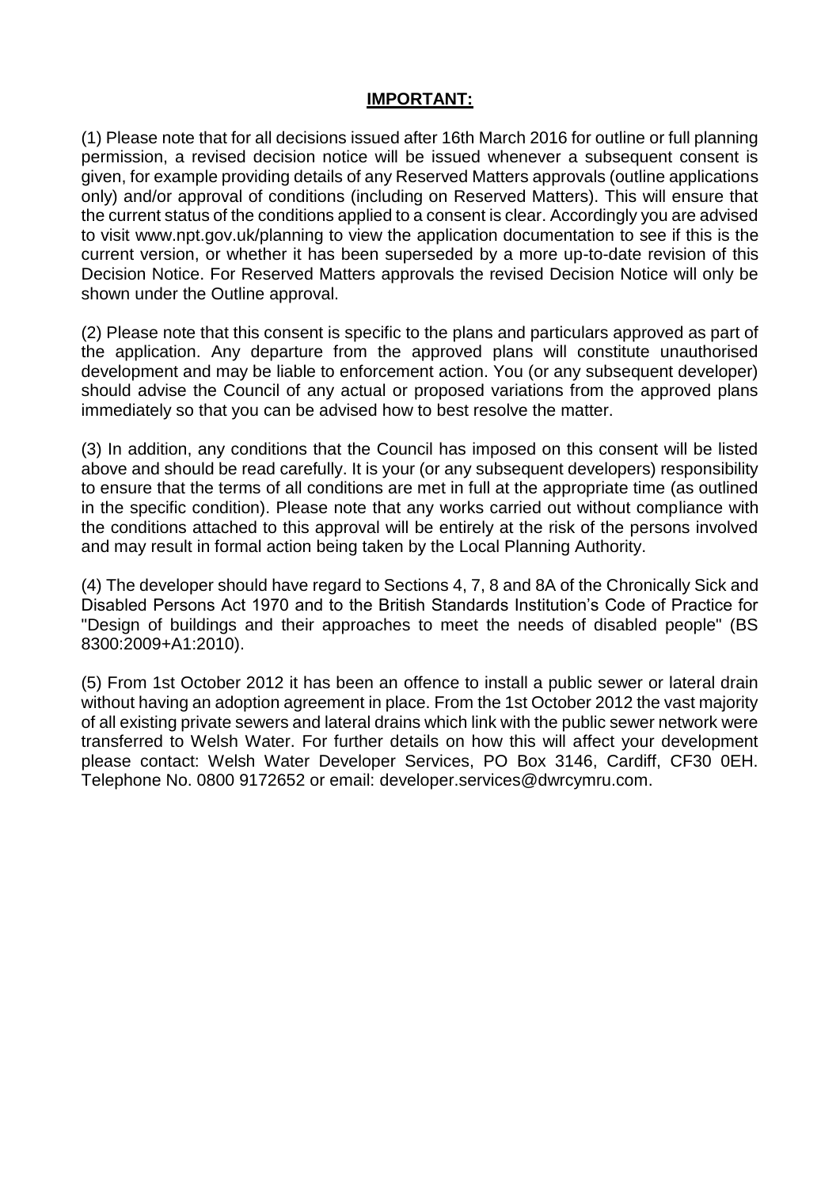**IMPORTANT:**

(1) Please note that for all decisions issued after 16th March 2016 for outline or full planning permission, a revised decision notice will be issued whenever a subsequent consent is given, for example providing details of any Reserved Matters approvals (outline applications only) and/or approval of conditions (including on Reserved Matters). This will ensure that the current status of the conditions applied to a consent is clear. Accordingly you are advised to visit www.npt.gov.uk/planning to view the application documentation to see if this is the current version, or whether it has been superseded by a more up-to-date revision of this Decision Notice. For Reserved Matters approvals the revised Decision Notice will only be shown under the Outline approval.

(2) Please note that this consent is specific to the plans and particulars approved as part of the application. Any departure from the approved plans will constitute unauthorised development and may be liable to enforcement action. You (or any subsequent developer) should advise the Council of any actual or proposed variations from the approved plans immediately so that you can be advised how to best resolve the matter.

(3) In addition, any conditions that the Council has imposed on this consent will be listed above and should be read carefully. It is your (or any subsequent developers) responsibility to ensure that the terms of all conditions are met in full at the appropriate time (as outlined in the specific condition). Please note that any works carried out without compliance with the conditions attached to this approval will be entirely at the risk of the persons involved and may result in formal action being taken by the Local Planning Authority.

(4) The developer should have regard to Sections 4, 7, 8 and 8A of the Chronically Sick and Disabled Persons Act 1970 and to the British Standards Institution's Code of Practice for "Design of buildings and their approaches to meet the needs of disabled people" (BS 8300:2009+A1:2010).

(5) From 1st October 2012 it has been an offence to install a public sewer or lateral drain without having an adoption agreement in place. From the 1st October 2012 the vast majority of all existing private sewers and lateral drains which link with the public sewer network were transferred to Welsh Water. For further details on how this will affect your development please contact: Welsh Water Developer Services, PO Box 3146, Cardiff, CF30 0EH. Telephone No. 0800 9172652 or email: developer.services@dwrcymru.com.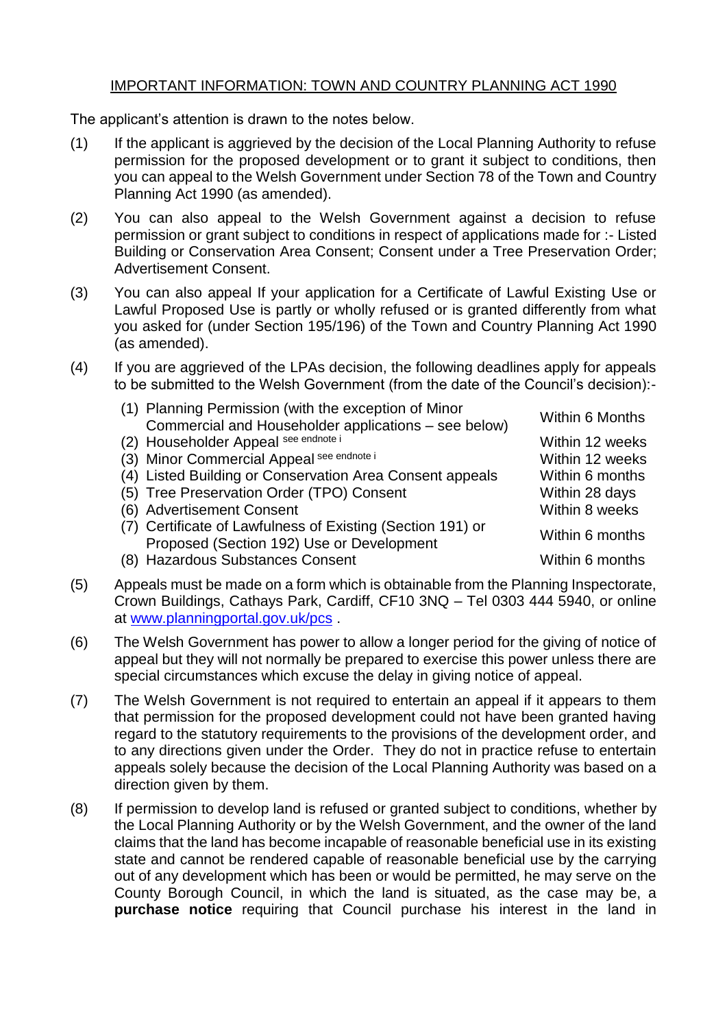## IMPORTANT INFORMATION: TOWN AND COUNTRY PLANNING ACT 1990

The applicant's attention is drawn to the notes below.

(1) If the applicant is aggrieved by the decision of the Local Planning Authority to refuse permission for the proposed development or to grant it subject to conditions, then you can appeal to the Welsh Government under Section 78 of the Town and Country Planning Act 1990 (as amended).

(2) You can also appeal to the Welsh Government against a decision to refuse permission or grant subject to conditions in respect of applications made for :- Listed Building or Conservation Area Consent; Consent under a Tree Preservation Order; Advertisement Consent.

(3) You can also appeal If your application for a Certificate of Lawful Existing Use or Lawful Proposed Use is partly or wholly refused or is granted differently from what you asked for (under Section 195/196) of the Town and Country Planning Act 1990 (as amended).

(4) If you are aggrieved of the LPAs decision, the following deadlines apply for appeals to be submitted to the Welsh Government (from the date of the Council's decision):-

| | |
|---|---|
| (1) Planning Permission (with the exception of Minor Commercial and Householder applications – see below) | Within 6 Months |
| (2) Householder Appeal [see endnote i] | Within 12 weeks |
| (3) Minor Commercial Appeal [see endnote i] | Within 12 weeks |
| (4) Listed Building or Conservation Area Consent appeals | Within 6 months |
| (5) Tree Preservation Order (TPO) Consent | Within 28 days |
| (6) Advertisement Consent | Within 8 weeks |
| (7) Certificate of Lawfulness of Existing (Section 191) or Proposed (Section 192) Use or Development | Within 6 months |
| (8) Hazardous Substances Consent | Within 6 months |

(5) Appeals must be made on a form which is obtainable from the Planning Inspectorate, Crown Buildings, Cathays Park, Cardiff, CF10 3NQ – Tel 0303 444 5940, or online at [www.planningportal.gov.uk/pcs](http://www.planningportal.gov.uk/pcs) .

(6) The Welsh Government has power to allow a longer period for the giving of notice of appeal but they will not normally be prepared to exercise this power unless there are special circumstances which excuse the delay in giving notice of appeal.

(7) The Welsh Government is not required to entertain an appeal if it appears to them that permission for the proposed development could not have been granted having regard to the statutory requirements to the provisions of the development order, and to any directions given under the Order. They do not in practice refuse to entertain appeals solely because the decision of the Local Planning Authority was based on a direction given by them.

(8) If permission to develop land is refused or granted subject to conditions, whether by the Local Planning Authority or by the Welsh Government, and the owner of the land claims that the land has become incapable of reasonable beneficial use in its existing state and cannot be rendered capable of reasonable beneficial use by the carrying out of any development which has been or would be permitted, he may serve on the County Borough Council, in which the land is situated, as the case may be, a **purchase notice** requiring that Council purchase his interest in the land in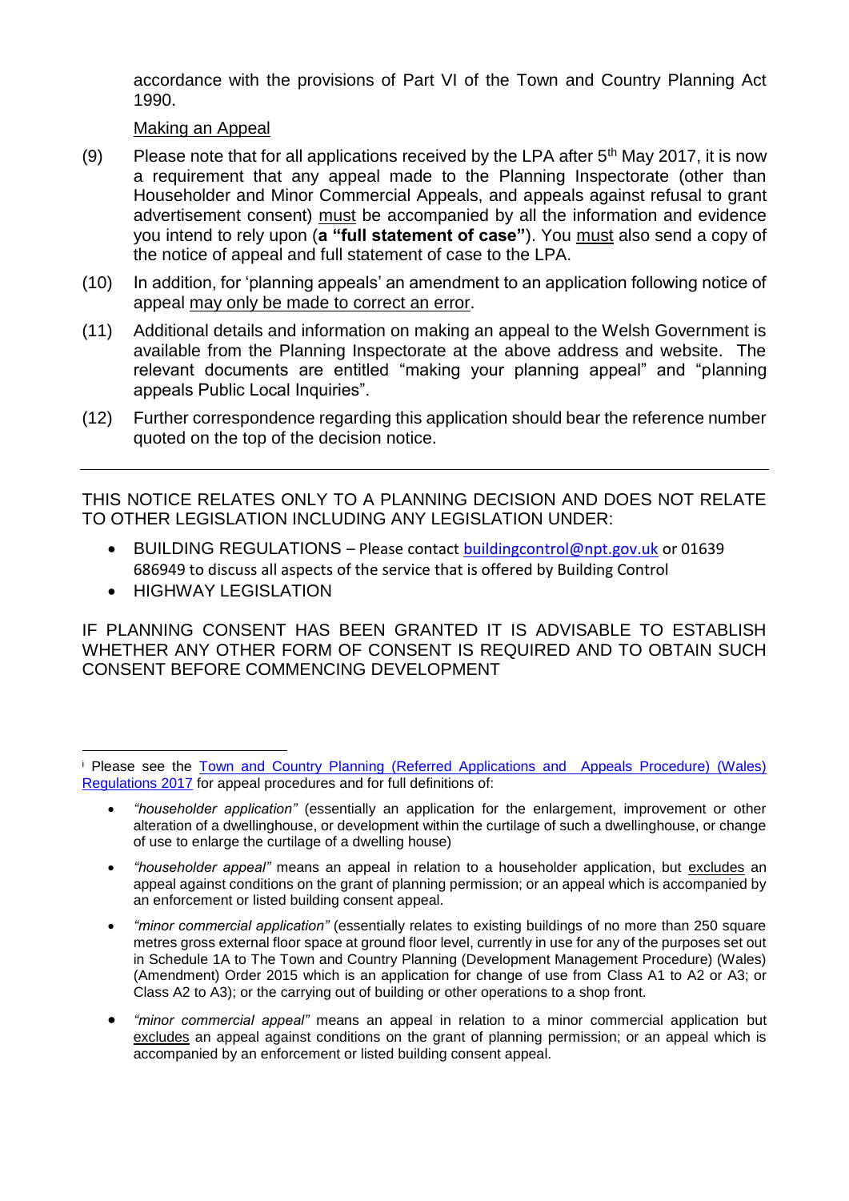accordance with the provisions of Part VI of the Town and Country Planning Act 1990.

Making an Appeal

(9) Please note that for all applications received by the LPA after 5th May 2017, it is now a requirement that any appeal made to the Planning Inspectorate (other than Householder and Minor Commercial Appeals, and appeals against refusal to grant advertisement consent) must be accompanied by all the information and evidence you intend to rely upon (**a "full statement of case"**). You must also send a copy of the notice of appeal and full statement of case to the LPA.

(10) In addition, for 'planning appeals' an amendment to an application following notice of appeal may only be made to correct an error.

(11) Additional details and information on making an appeal to the Welsh Government is available from the Planning Inspectorate at the above address and website. The relevant documents are entitled "making your planning appeal" and "planning appeals Public Local Inquiries".

(12) Further correspondence regarding this application should bear the reference number quoted on the top of the decision notice.

---

THIS NOTICE RELATES ONLY TO A PLANNING DECISION AND DOES NOT RELATE TO OTHER LEGISLATION INCLUDING ANY LEGISLATION UNDER:

- BUILDING REGULATIONS – Please contact buildingcontrol@npt.gov.uk or 01639 686949 to discuss all aspects of the service that is offered by Building Control
- HIGHWAY LEGISLATION

IF PLANNING CONSENT HAS BEEN GRANTED IT IS ADVISABLE TO ESTABLISH WHETHER ANY OTHER FORM OF CONSENT IS REQUIRED AND TO OBTAIN SUCH CONSENT BEFORE COMMENCING DEVELOPMENT

---

[i] Please see the Town and Country Planning (Referred Applications and Appeals Procedure) (Wales) Regulations 2017 for appeal procedures and for full definitions of:

- *"householder application"* (essentially an application for the enlargement, improvement or other alteration of a dwellinghouse, or development within the curtilage of such a dwellinghouse, or change of use to enlarge the curtilage of a dwelling house)
- *"householder appeal"* means an appeal in relation to a householder application, but excludes an appeal against conditions on the grant of planning permission; or an appeal which is accompanied by an enforcement or listed building consent appeal.
- *"minor commercial application"* (essentially relates to existing buildings of no more than 250 square metres gross external floor space at ground floor level, currently in use for any of the purposes set out in Schedule 1A to The Town and Country Planning (Development Management Procedure) (Wales) (Amendment) Order 2015 which is an application for change of use from Class A1 to A2 or A3; or Class A2 to A3); or the carrying out of building or other operations to a shop front.
- *"minor commercial appeal"* means an appeal in relation to a minor commercial application but excludes an appeal against conditions on the grant of planning permission; or an appeal which is accompanied by an enforcement or listed building consent appeal.